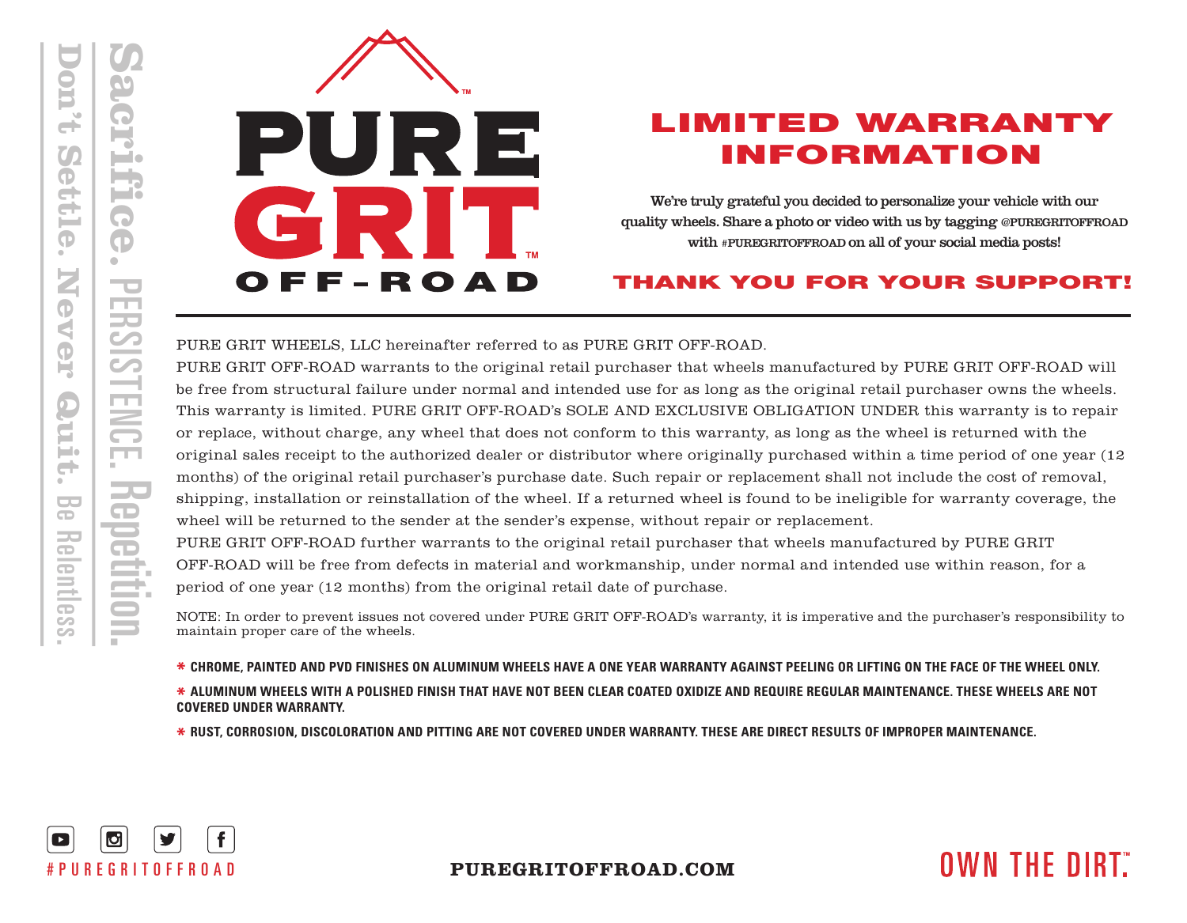Sacrifice. PERSISTENCE. Repetition.

Don't Settle. Never Quit. Be Relentless.

# PURE GRIT™ OFF-ROAD

## LIMITED WARRANTY INFORMATION

We're truly grateful you decided to personalize your vehicle with our quality wheels. Share a photo or video with us by tagging @PUREGRITOFFROAD with #PUREGRITOFFROAD on all of your social media posts!

**THANK YOU FOR YOUR SUPPORT!**

---

PURE GRIT WHEELS, LLC hereinafter referred to as PURE GRIT OFF-ROAD.

PURE GRIT OFF-ROAD warrants to the original retail purchaser that wheels manufactured by PURE GRIT OFF-ROAD will be free from structural failure under normal and intended use for as long as the original retail purchaser owns the wheels. This warranty is limited. PURE GRIT OFF-ROAD's SOLE AND EXCLUSIVE OBLIGATION UNDER this warranty is to repair or replace, without charge, any wheel that does not conform to this warranty, as long as the wheel is returned with the original sales receipt to the authorized dealer or distributor where originally purchased within a time period of one year (12 months) of the original retail purchaser's purchase date. Such repair or replacement shall not include the cost of removal, shipping, installation or reinstallation of the wheel. If a returned wheel is found to be ineligible for warranty coverage, the wheel will be returned to the sender at the sender's expense, without repair or replacement.

PURE GRIT OFF-ROAD further warrants to the original retail purchaser that wheels manufactured by PURE GRIT OFF-ROAD will be free from defects in material and workmanship, under normal and intended use within reason, for a period of one year (12 months) from the original retail date of purchase.

NOTE: In order to prevent issues not covered under PURE GRIT OFF-ROAD's warranty, it is imperative and the purchaser's responsibility to maintain proper care of the wheels.

**\* CHROME, PAINTED AND PVD FINISHES ON ALUMINUM WHEELS HAVE A ONE YEAR WARRANTY AGAINST PEELING OR LIFTING ON THE FACE OF THE WHEEL ONLY.**

**\* ALUMINUM WHEELS WITH A POLISHED FINISH THAT HAVE NOT BEEN CLEAR COATED OXIDIZE AND REQUIRE REGULAR MAINTENANCE. THESE WHEELS ARE NOT COVERED UNDER WARRANTY.**

**\* RUST, CORROSION, DISCOLORATION AND PITTING ARE NOT COVERED UNDER WARRANTY. THESE ARE DIRECT RESULTS OF IMPROPER MAINTENANCE.**

#PUREGRITOFFROAD

PUREGRITOFFROAD.COM

OWN THE DIRT.™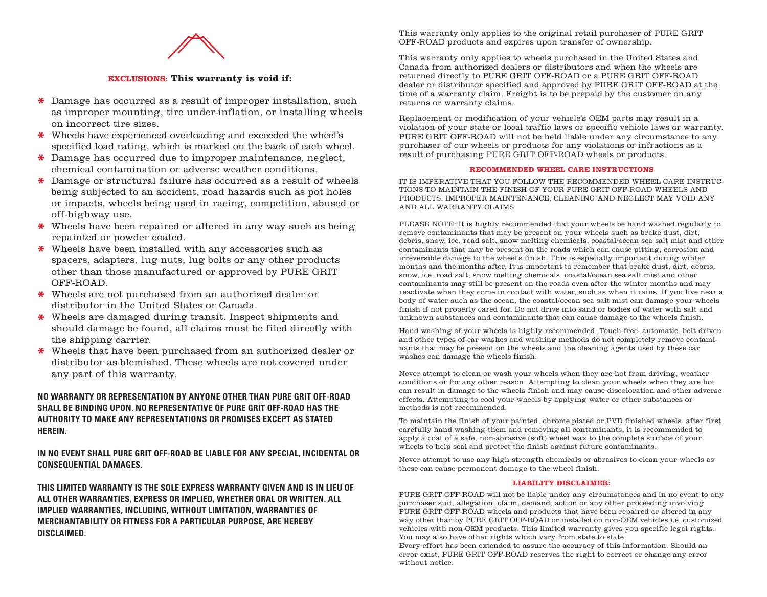**EXCLUSIONS: This warranty is void if:**

- Damage has occurred as a result of improper installation, such as improper mounting, tire under-inflation, or installing wheels on incorrect tire sizes.
- Wheels have experienced overloading and exceeded the wheel's specified load rating, which is marked on the back of each wheel.
- Damage has occurred due to improper maintenance, neglect, chemical contamination or adverse weather conditions.
- Damage or structural failure has occurred as a result of wheels being subjected to an accident, road hazards such as pot holes or impacts, wheels being used in racing, competition, abused or off-highway use.
- Wheels have been repaired or altered in any way such as being repainted or powder coated.
- Wheels have been installed with any accessories such as spacers, adapters, lug nuts, lug bolts or any other products other than those manufactured or approved by PURE GRIT OFF-ROAD.
- Wheels are not purchased from an authorized dealer or distributor in the United States or Canada.
- Wheels are damaged during transit. Inspect shipments and should damage be found, all claims must be filed directly with the shipping carrier.
- Wheels that have been purchased from an authorized dealer or distributor as blemished. These wheels are not covered under any part of this warranty.

**NO WARRANTY OR REPRESENTATION BY ANYONE OTHER THAN PURE GRIT OFF-ROAD SHALL BE BINDING UPON. NO REPRESENTATIVE OF PURE GRIT OFF-ROAD HAS THE AUTHORITY TO MAKE ANY REPRESENTATIONS OR PROMISES EXCEPT AS STATED HEREIN.**

**IN NO EVENT SHALL PURE GRIT OFF-ROAD BE LIABLE FOR ANY SPECIAL, INCIDENTAL OR CONSEQUENTIAL DAMAGES.**

**THIS LIMITED WARRANTY IS THE SOLE EXPRESS WARRANTY GIVEN AND IS IN LIEU OF ALL OTHER WARRANTIES, EXPRESS OR IMPLIED, WHETHER ORAL OR WRITTEN. ALL IMPLIED WARRANTIES, INCLUDING, WITHOUT LIMITATION, WARRANTIES OF MERCHANTABILITY OR FITNESS FOR A PARTICULAR PURPOSE, ARE HEREBY DISCLAIMED.**

This warranty only applies to the original retail purchaser of PURE GRIT OFF-ROAD products and expires upon transfer of ownership.

This warranty only applies to wheels purchased in the United States and Canada from authorized dealers or distributors and when the wheels are returned directly to PURE GRIT OFF-ROAD or a PURE GRIT OFF-ROAD dealer or distributor specified and approved by PURE GRIT OFF-ROAD at the time of a warranty claim. Freight is to be prepaid by the customer on any returns or warranty claims.

Replacement or modification of your vehicle's OEM parts may result in a violation of your state or local traffic laws or specific vehicle laws or warranty. PURE GRIT OFF-ROAD will not be held liable under any circumstance to any purchaser of our wheels or products for any violations or infractions as a result of purchasing PURE GRIT OFF-ROAD wheels or products.

## RECOMMENDED WHEEL CARE INSTRUCTIONS

IT IS IMPERATIVE THAT YOU FOLLOW THE RECOMMENDED WHEEL CARE INSTRUCTIONS TO MAINTAIN THE FINISH OF YOUR PURE GRIT OFF-ROAD WHEELS AND PRODUCTS. IMPROPER MAINTENANCE, CLEANING AND NEGLECT MAY VOID ANY AND ALL WARRANTY CLAIMS.

PLEASE NOTE: It is highly recommended that your wheels be hand washed regularly to remove contaminants that may be present on your wheels such as brake dust, dirt, debris, snow, ice, road salt, snow melting chemicals, coastal/ocean sea salt mist and other contaminants that may be present on the roads which can cause pitting, corrosion and irreversible damage to the wheel's finish. This is especially important during winter months and the months after. It is important to remember that brake dust, dirt, debris, snow, ice, road salt, snow melting chemicals, coastal/ocean sea salt mist and other contaminants may still be present on the roads even after the winter months and may reactivate when they come in contact with water, such as when it rains. If you live near a body of water such as the ocean, the coastal/ocean sea salt mist can damage your wheels finish if not properly cared for. Do not drive into sand or bodies of water with salt and unknown substances and contaminants that can cause damage to the wheels finish.

Hand washing of your wheels is highly recommended. Touch-free, automatic, belt driven and other types of car washes and washing methods do not completely remove contaminants that may be present on the wheels and the cleaning agents used by these car washes can damage the wheels finish.

Never attempt to clean or wash your wheels when they are hot from driving, weather conditions or for any other reason. Attempting to clean your wheels when they are hot can result in damage to the wheels finish and may cause discoloration and other adverse effects. Attempting to cool your wheels by applying water or other substances or methods is not recommended.

To maintain the finish of your painted, chrome plated or PVD finished wheels, after first carefully hand washing them and removing all contaminants, it is recommended to apply a coat of a safe, non-abrasive (soft) wheel wax to the complete surface of your wheels to help seal and protect the finish against future contaminants.

Never attempt to use any high strength chemicals or abrasives to clean your wheels as these can cause permanent damage to the wheel finish.

## LIABILITY DISCLAIMER:

PURE GRIT OFF-ROAD will not be liable under any circumstances and in no event to any purchaser suit, allegation, claim, demand, action or any other proceeding involving PURE GRIT OFF-ROAD wheels and products that have been repaired or altered in any way other than by PURE GRIT OFF-ROAD or installed on non-OEM vehicles i.e. customized vehicles with non-OEM products. This limited warranty gives you specific legal rights. You may also have other rights which vary from state to state.
Every effort has been extended to assure the accuracy of this information. Should an error exist, PURE GRIT OFF-ROAD reserves the right to correct or change any error without notice.